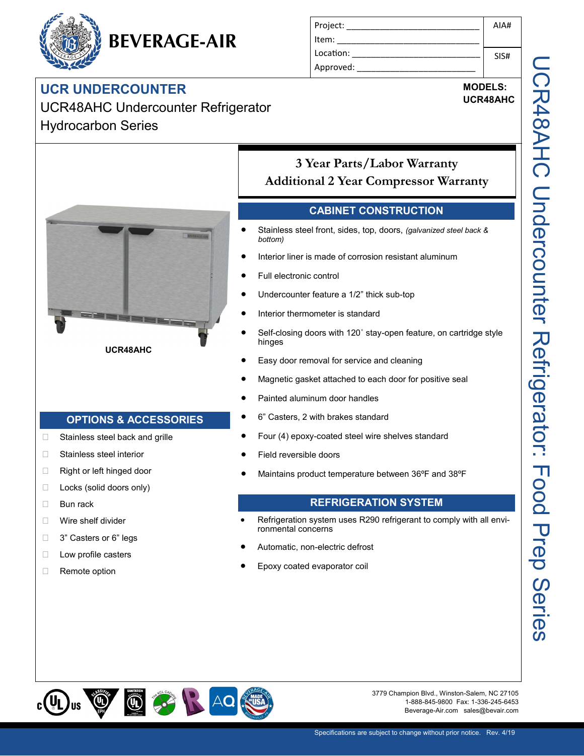# BEVERAGE-AIR

| Project: | AIA# |
|---|---|
| Item: | |
| Location: | SIS# |
| Approved: | |

## UCR UNDERCOUNTER

UCR48AHC Undercounter Refrigerator
Hydrocarbon Series

**MODELS:**
**UCR48AHC**

UCR48AHC Undercounter Refrigerator: Food Prep Series

**3 Year Parts/Labor Warranty**
**Additional 2 Year Compressor Warranty**

**UCR48AHC**

## CABINET CONSTRUCTION

- Stainless steel front, sides, top, doors, *(galvanized steel back & bottom)*
- Interior liner is made of corrosion resistant aluminum
- Full electronic control
- Undercounter feature a 1/2" thick sub-top
- Interior thermometer is standard
- Self-closing doors with 120˚ stay-open feature, on cartridge style hinges
- Easy door removal for service and cleaning
- Magnetic gasket attached to each door for positive seal
- Painted aluminum door handles
- 6" Casters, 2 with brakes standard
- Four (4) epoxy-coated steel wire shelves standard
- Field reversible doors
- Maintains product temperature between 36ºF and 38ºF

## REFRIGERATION SYSTEM

- Refrigeration system uses R290 refrigerant to comply with all environmental concerns
- Automatic, non-electric defrost
- Epoxy coated evaporator coil

## OPTIONS & ACCESSORIES

- ☐ Stainless steel back and grille
- ☐ Stainless steel interior
- ☐ Right or left hinged door
- ☐ Locks (solid doors only)
- ☐ Bun rack
- ☐ Wire shelf divider
- ☐ 3" Casters or 6" legs
- ☐ Low profile casters
- ☐ Remote option

3779 Champion Blvd., Winston-Salem, NC 27105
1-888-845-9800 Fax: 1-336-245-6453
Beverage-Air.com sales@bevair.com

Specifications are subject to change without prior notice. Rev. 4/19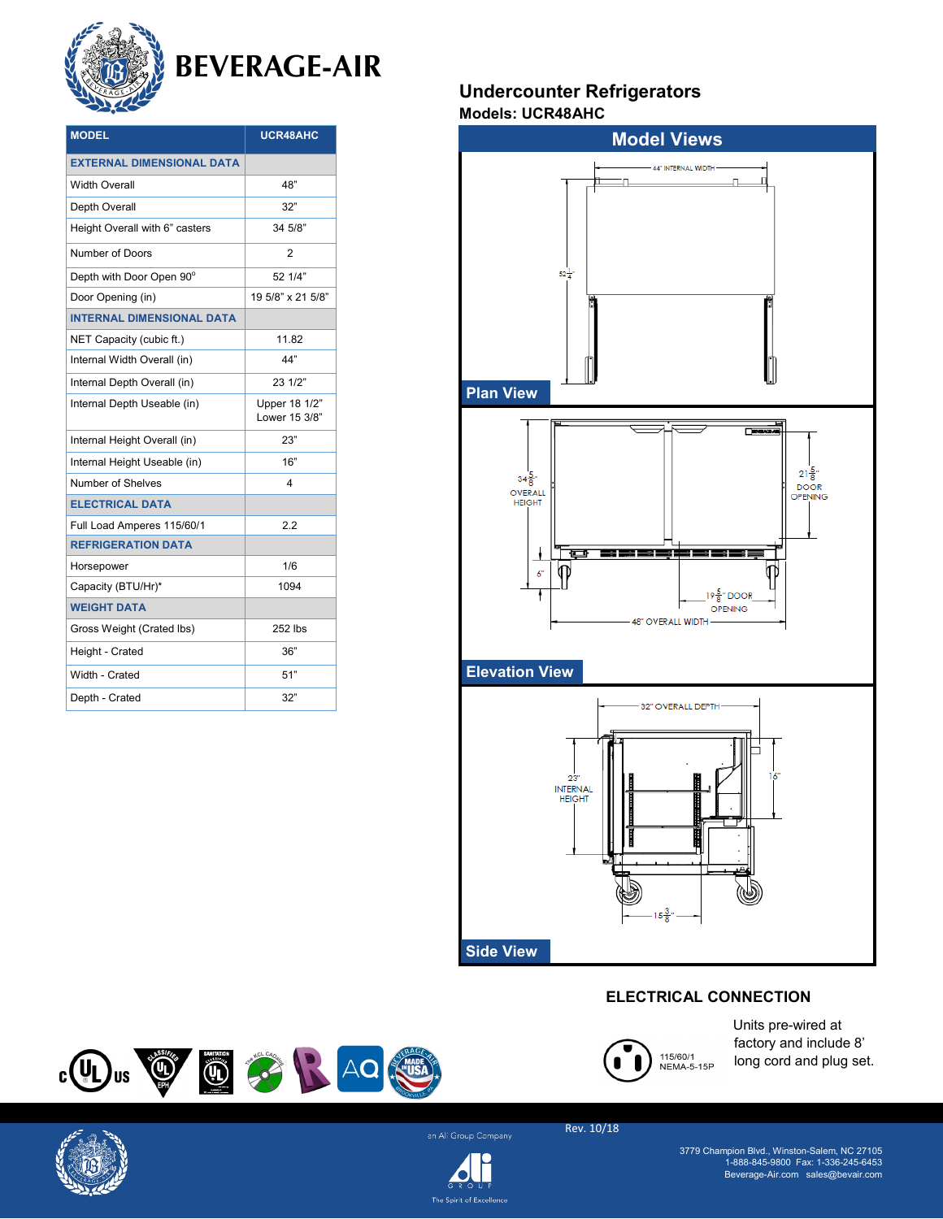# BEVERAGE-AIR

## Undercounter Refrigerators

**Models: UCR48AHC**

| MODEL | UCR48AHC |
| --- | --- |
| **EXTERNAL DIMENSIONAL DATA** | |
| Width Overall | 48” |
| Depth Overall | 32” |
| Height Overall with 6” casters | 34 5/8” |
| Number of Doors | 2 |
| Depth with Door Open 90° | 52 1/4” |
| Door Opening (in) | 19 5/8” x 21 5/8” |
| **INTERNAL DIMENSIONAL DATA** | |
| NET Capacity (cubic ft.) | 11.82 |
| Internal Width Overall (in) | 44” |
| Internal Depth Overall (in) | 23 1/2” |
| Internal Depth Useable (in) | Upper 18 1/2” Lower 15 3/8” |
| Internal Height Overall (in) | 23” |
| Internal Height Useable (in) | 16” |
| Number of Shelves | 4 |
| **ELECTRICAL DATA** | |
| Full Load Amperes 115/60/1 | 2.2 |
| **REFRIGERATION DATA** | |
| Horsepower | 1/6 |
| Capacity (BTU/Hr)* | 1094 |
| **WEIGHT DATA** | |
| Gross Weight (Crated lbs) | 252 lbs |
| Height - Crated | 36” |
| Width - Crated | 51” |
| Depth - Crated | 32” |

## Model Views

44” INTERNAL WIDTH

52 1/4”

**Plan View**

34 5/8” OVERALL HEIGHT

21 5/8” DOOR OPENING

6”

19 5/8” DOOR OPENING

48” OVERALL WIDTH

**Elevation View**

32” OVERALL DEPTH

23” INTERNAL HEIGHT

16”

15 3/8”

**Side View**

## ELECTRICAL CONNECTION

115/60/1
NEMA-5-15P

Units pre-wired at factory and include 8’ long cord and plug set.

an Ali Group Company

The Spirit of Excellence

Rev. 10/18

3779 Champion Blvd., Winston-Salem, NC 27105
1-888-845-9800 Fax: 1-336-245-6453
Beverage-Air.com sales@bevair.com